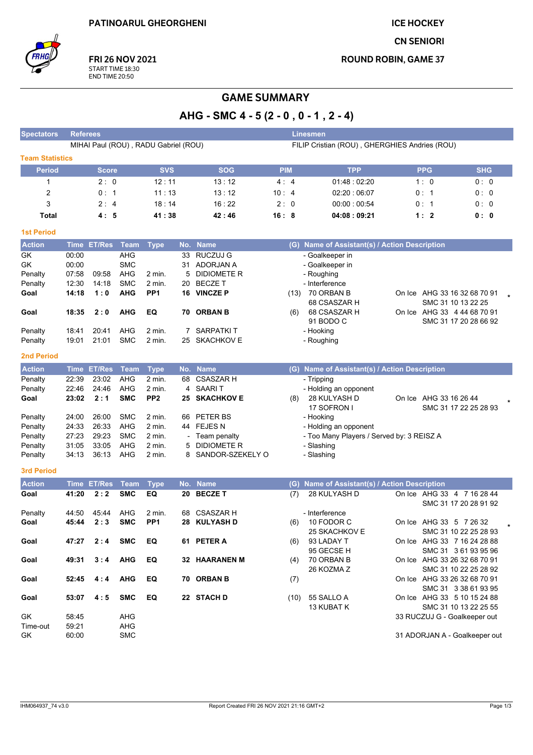PATINOARUL GHEORGHENI

**FRI 26 NOV 2021**
START TIME 18:30
END TIME 20:50

ICE HOCKEY
CN SENIORI
ROUND ROBIN, GAME 37

# GAME SUMMARY

## AHG - SMC 4 - 5 (2 - 0 , 0 - 1 , 2 - 4)

| Spectators | Referees | Linesmen |
|---|---|---|
| | MIHAI Paul (ROU) , RADU Gabriel (ROU) | FILIP Cristian (ROU) , GHERGHIES Andries (ROU) |

### Team Statistics

| Period | Score | SVS | SOG | PIM | TPP | PPG | SHG |
|---|---|---|---|---|---|---|---|
| 1 | 2 : 0 | 12 : 11 | 13 : 12 | 4 : 4 | 01:48 : 02:20 | 1 : 0 | 0 : 0 |
| 2 | 0 : 1 | 11 : 13 | 13 : 12 | 10 : 4 | 02:20 : 06:07 | 0 : 1 | 0 : 0 |
| 3 | 2 : 4 | 18 : 14 | 16 : 22 | 2 : 0 | 00:00 : 00:54 | 0 : 1 | 0 : 0 |
| **Total** | **4 : 5** | **41 : 38** | **42 : 46** | **16 : 8** | **04:08 : 09:21** | **1 : 2** | **0 : 0** |

### 1st Period

| Action | Time | ET/Res | Team | Type | No. | Name | (G) | Name of Assistant(s) / Action Description | On Ice |
|---|---|---|---|---|---|---|---|---|---|
| GK | 00:00 | | AHG | | 33 | RUCZUJ G | | - Goalkeeper in | |
| GK | 00:00 | | SMC | | 31 | ADORJAN A | | - Goalkeeper in | |
| Penalty | 07:58 | 09:58 | AHG | 2 min. | 5 | DIDIOMETE R | | - Roughing | |
| Penalty | 12:30 | 14:18 | SMC | 2 min. | 20 | BECZE T | | - Interference | |
| **Goal** | **14:18** | **1 : 0** | **AHG** | **PP1** | **16** | **VINCZE P** | (13) | 70 ORBAN B, 68 CSASZAR H | AHG 33 16 32 68 70 91 / SMC 31 10 13 22 25 * |
| **Goal** | **18:35** | **2 : 0** | **AHG** | **EQ** | **70** | **ORBAN B** | (6) | 68 CSASZAR H, 91 BODO C | AHG 33 16 32 68 70 91 / SMC 31 17 20 28 66 92 |
| Penalty | 18:41 | 20:41 | AHG | 2 min. | 7 | SARPATKI T | | - Hooking | |
| Penalty | 19:01 | 21:01 | SMC | 2 min. | 25 | SKACHKOV E | | - Roughing | |

### 2nd Period

| Action | Time | ET/Res | Team | Type | No. | Name | (G) | Name of Assistant(s) / Action Description | On Ice |
|---|---|---|---|---|---|---|---|---|---|
| Penalty | 22:39 | 23:02 | AHG | 2 min. | 68 | CSASZAR H | | - Tripping | |
| Penalty | 22:46 | 24:46 | AHG | 2 min. | 4 | SAARI T | | - Holding an opponent | |
| **Goal** | **23:02** | **2 : 1** | **SMC** | **PP2** | **25** | **SKACHKOV E** | (8) | 28 KULYASH D, 17 SOFRON I | AHG 33 16 26 44 / SMC 31 17 22 25 28 93 * |
| Penalty | 24:00 | 26:00 | SMC | 2 min. | 66 | PETER BS | | - Hooking | |
| Penalty | 24:33 | 26:33 | AHG | 2 min. | 44 | FEJES N | | - Holding an opponent | |
| Penalty | 27:23 | 29:23 | SMC | 2 min. | - | Team penalty | | - Too Many Players / Served by: 3 REISZ A | |
| Penalty | 31:05 | 33:05 | AHG | 2 min. | 5 | DIDIOMETE R | | - Slashing | |
| Penalty | 34:13 | 36:13 | AHG | 2 min. | 8 | SANDOR-SZEKELY O | | - Slashing | |

### 3rd Period

| Action | Time | ET/Res | Team | Type | No. | Name | (G) | Name of Assistant(s) / Action Description | On Ice |
|---|---|---|---|---|---|---|---|---|---|
| **Goal** | **41:20** | **2 : 2** | **SMC** | **EQ** | **20** | **BECZE T** | (7) | 28 KULYASH D | AHG 33 4 7 16 28 44 / SMC 31 17 20 28 91 92 |
| Penalty | 44:50 | 45:44 | AHG | 2 min. | 68 | CSASZAR H | | - Interference | |
| **Goal** | **45:44** | **2 : 3** | **SMC** | **PP1** | **28** | **KULYASH D** | (6) | 10 FODOR C, 25 SKACHKOV E | AHG 33 5 7 26 32 / SMC 31 10 22 25 28 93 * |
| **Goal** | **47:27** | **2 : 4** | **SMC** | **EQ** | **61** | **PETER A** | (6) | 93 LADAY T, 95 GECSE H | AHG 33 7 16 24 28 88 / SMC 31 3 61 93 95 96 |
| **Goal** | **49:31** | **3 : 4** | **AHG** | **EQ** | **32** | **HAARANEN M** | (4) | 70 ORBAN B, 26 KOZMA Z | AHG 33 26 32 68 70 91 / SMC 31 10 22 25 28 92 |
| **Goal** | **52:45** | **4 : 4** | **AHG** | **EQ** | **70** | **ORBAN B** | (7) | | AHG 33 26 32 68 70 91 / SMC 31 3 38 61 93 95 |
| **Goal** | **53:07** | **4 : 5** | **SMC** | **EQ** | **22** | **STACH D** | (10) | 55 SALLO A, 13 KUBAT K | AHG 33 5 10 15 24 88 / SMC 31 10 13 22 25 55 |
| GK | 58:45 | | AHG | | | | | 33 RUCZUJ G - Goalkeeper out | |
| Time-out | 59:21 | | AHG | | | | | | |
| GK | 60:00 | | SMC | | | | | 31 ADORJAN A - Goalkeeper out | |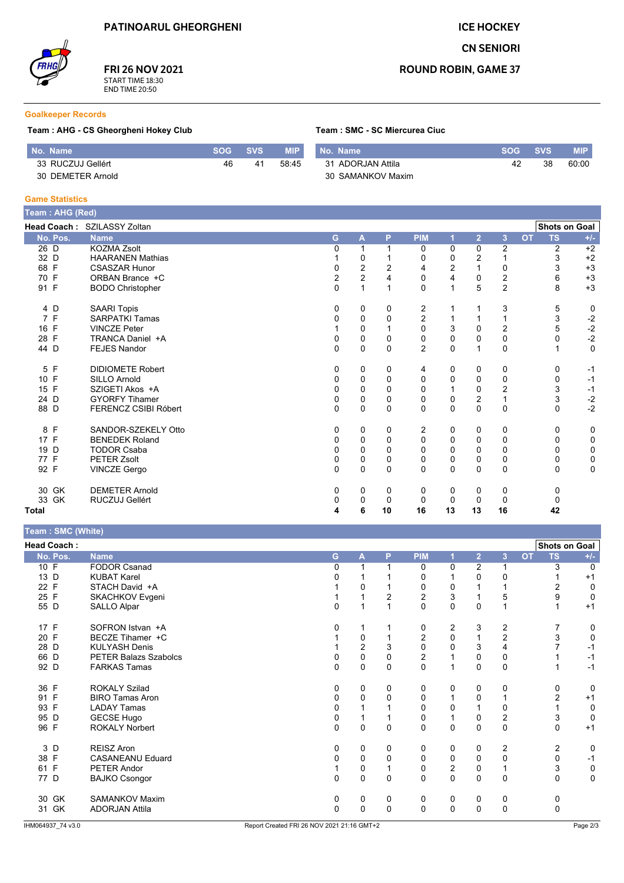PATINOARUL GHEORGHENI

ICE HOCKEY

CN SENIORI

ROUND ROBIN, GAME 37

FRI 26 NOV 2021
START TIME 18:30
END TIME 20:50

## Goalkeeper Records

**Team : AHG - CS Gheorgheni Hokey Club**

| No. Name | SOG | SVS | MIP |
|---|---|---|---|
| 33 RUCZUJ Gellért | 46 | 41 | 58:45 |
| 30 DEMETER Arnold | | | |

**Team : SMC - SC Miercurea Ciuc**

| No. Name | SOG | SVS | MIP |
|---|---|---|---|
| 31 ADORJAN Attila | 42 | 38 | 60:00 |
| 30 SAMANKOV Maxim | | | |

## Game Statistics

**Team : AHG (Red)**

**Head Coach :** SZILASSY Zoltan

| No. | Pos. | Name | G | A | P | PIM | 1 | 2 | 3 | OT | TS | +/- |
|---|---|---|---|---|---|---|---|---|---|---|---|---|
| 26 | D | KOZMA Zsolt | 0 | 1 | 1 | 0 | 0 | 0 | 2 | | 2 | +2 |
| 32 | D | HAARANEN Mathias | 1 | 0 | 1 | 0 | 0 | 2 | 1 | | 3 | +2 |
| 68 | F | CSASZAR Hunor | 0 | 2 | 2 | 4 | 2 | 1 | 0 | | 3 | +3 |
| 70 | F | ORBAN Brance +C | 2 | 2 | 4 | 0 | 4 | 0 | 2 | | 6 | +3 |
| 91 | F | BODO Christopher | 0 | 1 | 1 | 0 | 1 | 5 | 2 | | 8 | +3 |
| 4 | D | SAARI Topis | 0 | 0 | 0 | 2 | 1 | 1 | 3 | | 5 | 0 |
| 7 | F | SARPATKI Tamas | 0 | 0 | 0 | 2 | 1 | 1 | 1 | | 3 | -2 |
| 16 | F | VINCZE Peter | 1 | 0 | 1 | 0 | 3 | 0 | 2 | | 5 | -2 |
| 28 | F | TRANCA Daniel +A | 0 | 0 | 0 | 0 | 0 | 0 | 0 | | 0 | -2 |
| 44 | D | FEJES Nandor | 0 | 0 | 0 | 2 | 0 | 1 | 0 | | 1 | 0 |
| 5 | F | DIDIOMETE Robert | 0 | 0 | 0 | 4 | 0 | 0 | 0 | | 0 | -1 |
| 10 | F | SILLO Arnold | 0 | 0 | 0 | 0 | 0 | 0 | 0 | | 0 | -1 |
| 15 | F | SZIGETI Akos +A | 0 | 0 | 0 | 0 | 1 | 0 | 2 | | 3 | -1 |
| 24 | D | GYORFY Tihamer | 0 | 0 | 0 | 0 | 0 | 2 | 1 | | 3 | -2 |
| 88 | D | FERENCZ CSIBI Róbert | 0 | 0 | 0 | 0 | 0 | 0 | 0 | | 0 | -2 |
| 8 | F | SANDOR-SZEKELY Otto | 0 | 0 | 0 | 2 | 0 | 0 | 0 | | 0 | 0 |
| 17 | F | BENEDEK Roland | 0 | 0 | 0 | 0 | 0 | 0 | 0 | | 0 | 0 |
| 19 | D | TODOR Csaba | 0 | 0 | 0 | 0 | 0 | 0 | 0 | | 0 | 0 |
| 77 | F | PETER Zsolt | 0 | 0 | 0 | 0 | 0 | 0 | 0 | | 0 | 0 |
| 92 | F | VINCZE Gergo | 0 | 0 | 0 | 0 | 0 | 0 | 0 | | 0 | 0 |
| 30 | GK | DEMETER Arnold | 0 | 0 | 0 | 0 | 0 | 0 | 0 | | 0 | |
| 33 | GK | RUCZUJ Gellért | 0 | 0 | 0 | 0 | 0 | 0 | 0 | | 0 | |
| **Total** | | | **4** | **6** | **10** | **16** | **13** | **13** | **16** | | **42** | |

**Team : SMC (White)**

**Head Coach :**

| No. | Pos. | Name | G | A | P | PIM | 1 | 2 | 3 | OT | TS | +/- |
|---|---|---|---|---|---|---|---|---|---|---|---|---|
| 10 | F | FODOR Csanad | 0 | 1 | 1 | 0 | 0 | 2 | 1 | | 3 | 0 |
| 13 | D | KUBAT Karel | 0 | 1 | 1 | 0 | 1 | 0 | 0 | | 1 | +1 |
| 22 | F | STACH David +A | 1 | 0 | 1 | 0 | 0 | 1 | 1 | | 2 | 0 |
| 25 | F | SKACHKOV Evgeni | 1 | 1 | 2 | 2 | 3 | 1 | 5 | | 9 | 0 |
| 55 | D | SALLO Alpar | 0 | 1 | 1 | 0 | 0 | 0 | 1 | | 1 | +1 |
| 17 | F | SOFRON Istvan +A | 0 | 1 | 1 | 0 | 2 | 3 | 2 | | 7 | 0 |
| 20 | F | BECZE Tihamer +C | 1 | 0 | 1 | 2 | 0 | 1 | 2 | | 3 | 0 |
| 28 | D | KULYASH Denis | 1 | 2 | 3 | 0 | 0 | 3 | 4 | | 7 | -1 |
| 66 | D | PETER Balazs Szabolcs | 0 | 0 | 0 | 2 | 1 | 0 | 0 | | 1 | -1 |
| 92 | D | FARKAS Tamas | 0 | 0 | 0 | 0 | 1 | 0 | 0 | | 1 | -1 |
| 36 | F | ROKALY Szilad | 0 | 0 | 0 | 0 | 0 | 0 | 0 | | 0 | 0 |
| 91 | F | BIRO Tamas Aron | 0 | 0 | 0 | 0 | 1 | 0 | 1 | | 2 | +1 |
| 93 | F | LADAY Tamas | 0 | 1 | 1 | 0 | 0 | 1 | 0 | | 1 | 0 |
| 95 | D | GECSE Hugo | 0 | 1 | 1 | 0 | 1 | 0 | 2 | | 3 | 0 |
| 96 | F | ROKALY Norbert | 0 | 0 | 0 | 0 | 0 | 0 | 0 | | 0 | +1 |
| 3 | D | REISZ Aron | 0 | 0 | 0 | 0 | 0 | 0 | 2 | | 2 | 0 |
| 38 | F | CASANEANU Eduard | 0 | 0 | 0 | 0 | 0 | 0 | 0 | | 0 | -1 |
| 61 | F | PETER Andor | 1 | 0 | 1 | 0 | 2 | 0 | 1 | | 3 | 0 |
| 77 | D | BAJKO Csongor | 0 | 0 | 0 | 0 | 0 | 0 | 0 | | 0 | 0 |
| 30 | GK | SAMANKOV Maxim | 0 | 0 | 0 | 0 | 0 | 0 | 0 | | 0 | |
| 31 | GK | ADORJAN Attila | 0 | 0 | 0 | 0 | 0 | 0 | 0 | | 0 | |

IHM064937_74 v3.0 — Report Created FRI 26 NOV 2021 21:16 GMT+2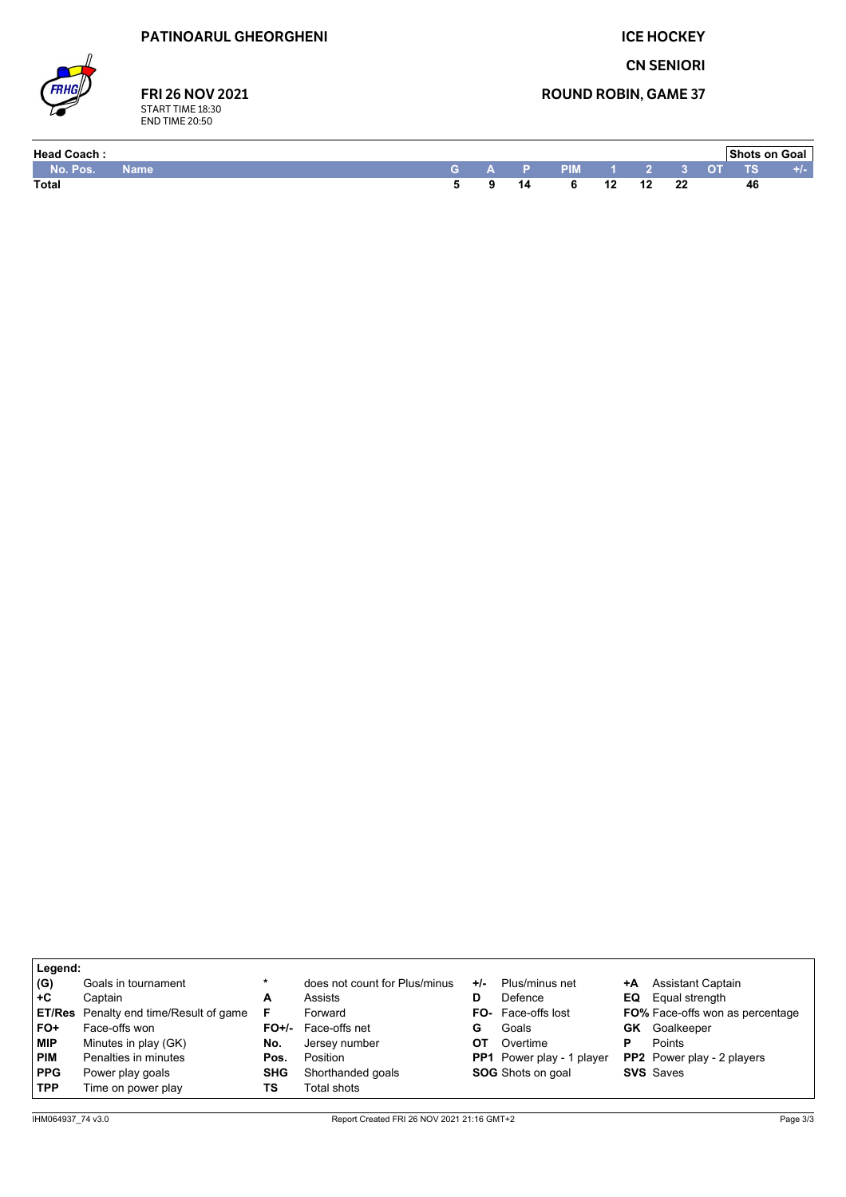PATINOARUL GHEORGHENI

ICE HOCKEY

CN SENIORI

FRI 26 NOV 2021
START TIME 18:30
END TIME 20:50

ROUND ROBIN, GAME 37

Head Coach :

| No. Pos. | Name | G | A | P | PIM | 1 | 2 | 3 | OT | TS | +/- |
|---|---|---|---|---|---|---|---|---|---|---|---|
| Total | | 5 | 9 | 14 | 6 | 12 | 12 | 22 | | 46 | |

Shots on Goal: columns 1, 2, 3, OT, TS

| Legend: | | | | | | | |
|---|---|---|---|---|---|---|---|
| (G) | Goals in tournament | * | does not count for Plus/minus | +/- | Plus/minus net | +A | Assistant Captain |
| +C | Captain | A | Assists | D | Defence | EQ | Equal strength |
| ET/Res | Penalty end time/Result of game | F | Forward | FO- | Face-offs lost | FO% | Face-offs won as percentage |
| FO+ | Face-offs won | FO+/- | Face-offs net | G | Goals | GK | Goalkeeper |
| MIP | Minutes in play (GK) | No. | Jersey number | OT | Overtime | P | Points |
| PIM | Penalties in minutes | Pos. | Position | PP1 | Power play - 1 player | PP2 | Power play - 2 players |
| PPG | Power play goals | SHG | Shorthanded goals | SOG | Shots on goal | SVS | Saves |
| TPP | Time on power play | TS | Total shots | | | | |

IHM064937_74 v3.0 Report Created FRI 26 NOV 2021 21:16 GMT+2